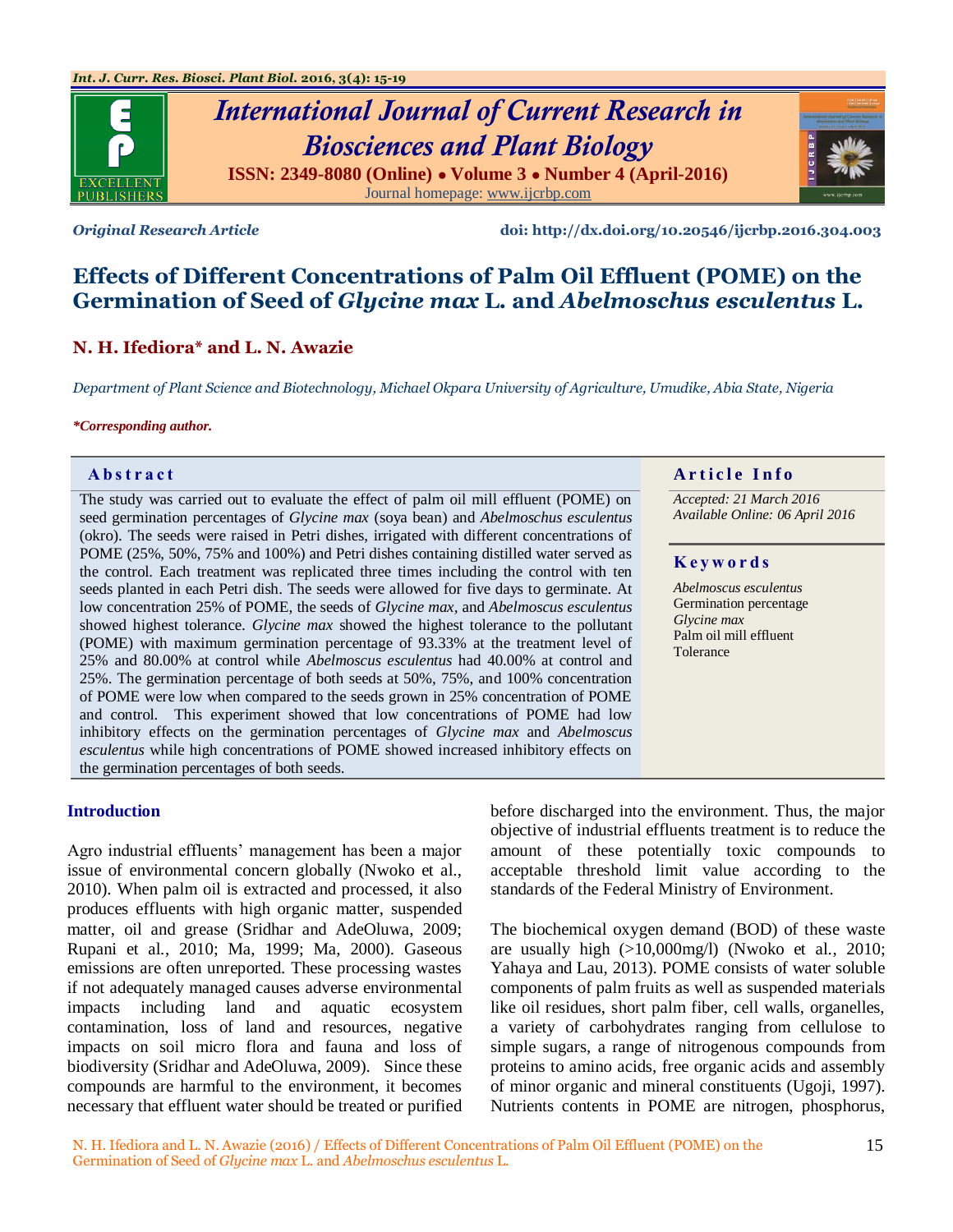*Original Research Article* **doi: http://dx.doi.org/10.20546/ijcrbp.2016.304.003**

# Effects of Different Concentrations of Palm Oil Effluent (POME) on the Germination of Seed of *Glycine max* L. and *Abelmoschus esculentus* L.

**N. H. Ifediora\* and L. N. Awazie**

*Department of Plant Science and Biotechnology, Michael Okpara University of Agriculture, Umudike, Abia State, Nigeria*

***Corresponding author.**

## Abstract

The study was carried out to evaluate the effect of palm oil mill effluent (POME) on seed germination percentages of *Glycine max* (soya bean) and *Abelmoschus esculentus* (okro). The seeds were raised in Petri dishes, irrigated with different concentrations of POME (25%, 50%, 75% and 100%) and Petri dishes containing distilled water served as the control. Each treatment was replicated three times including the control with ten seeds planted in each Petri dish. The seeds were allowed for five days to germinate. At low concentration 25% of POME, the seeds of *Glycine max,* and *Abelmoscus esculentus* showed highest tolerance. *Glycine max* showed the highest tolerance to the pollutant (POME) with maximum germination percentage of 93.33% at the treatment level of 25% and 80.00% at control while *Abelmoscus esculentus* had 40.00% at control and 25%. The germination percentage of both seeds at 50%, 75%, and 100% concentration of POME were low when compared to the seeds grown in 25% concentration of POME and control. This experiment showed that low concentrations of POME had low inhibitory effects on the germination percentages of *Glycine max* and *Abelmoscus esculentus* while high concentrations of POME showed increased inhibitory effects on the germination percentages of both seeds.

## Article Info

*Accepted: 21 March 2016*
*Available Online: 06 April 2016*

## Keywords

*Abelmoscus esculentus*
Germination percentage
*Glycine max*
Palm oil mill effluent
Tolerance

## Introduction

Agro industrial effluents' management has been a major issue of environmental concern globally (Nwoko et al., 2010). When palm oil is extracted and processed, it also produces effluents with high organic matter, suspended matter, oil and grease (Sridhar and AdeOluwa, 2009; Rupani et al., 2010; Ma, 1999; Ma, 2000). Gaseous emissions are often unreported. These processing wastes if not adequately managed causes adverse environmental impacts including land and aquatic ecosystem contamination, loss of land and resources, negative impacts on soil micro flora and fauna and loss of biodiversity (Sridhar and AdeOluwa, 2009). Since these compounds are harmful to the environment, it becomes necessary that effluent water should be treated or purified before discharged into the environment. Thus, the major objective of industrial effluents treatment is to reduce the amount of these potentially toxic compounds to acceptable threshold limit value according to the standards of the Federal Ministry of Environment.

The biochemical oxygen demand (BOD) of these waste are usually high (>10,000mg/l) (Nwoko et al., 2010; Yahaya and Lau, 2013). POME consists of water soluble components of palm fruits as well as suspended materials like oil residues, short palm fiber, cell walls, organelles, a variety of carbohydrates ranging from cellulose to simple sugars, a range of nitrogenous compounds from proteins to amino acids, free organic acids and assembly of minor organic and mineral constituents (Ugoji, 1997). Nutrients contents in POME are nitrogen, phosphorus,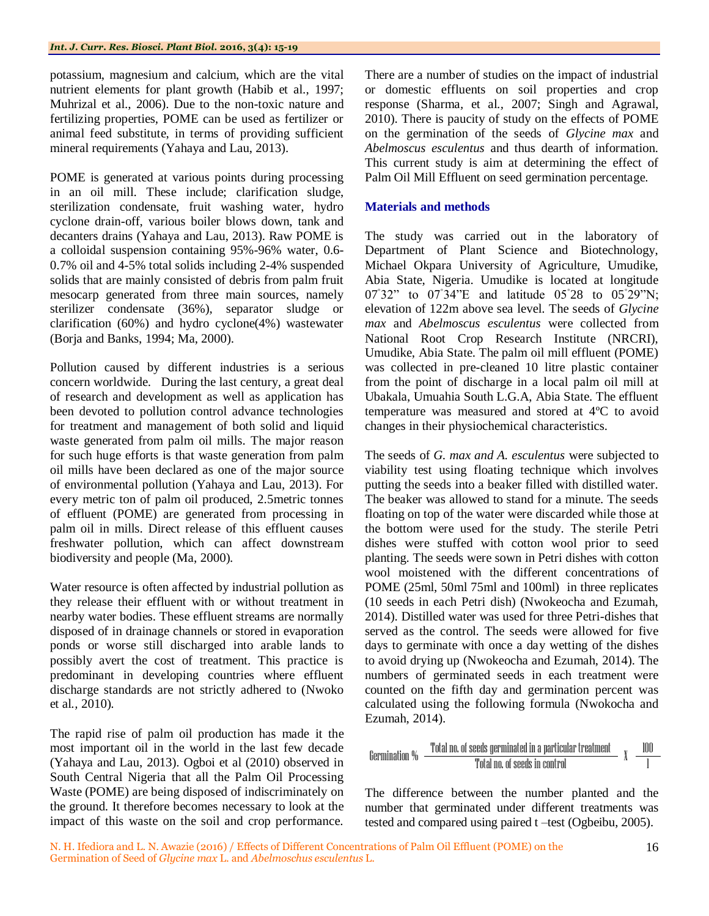potassium, magnesium and calcium, which are the vital nutrient elements for plant growth (Habib et al., 1997; Muhrizal et al., 2006). Due to the non-toxic nature and fertilizing properties, POME can be used as fertilizer or animal feed substitute, in terms of providing sufficient mineral requirements (Yahaya and Lau, 2013).

POME is generated at various points during processing in an oil mill. These include; clarification sludge, sterilization condensate, fruit washing water, hydro cyclone drain-off, various boiler blows down, tank and decanters drains (Yahaya and Lau, 2013). Raw POME is a colloidal suspension containing 95%-96% water, 0.6-0.7% oil and 4-5% total solids including 2-4% suspended solids that are mainly consisted of debris from palm fruit mesocarp generated from three main sources, namely sterilizer condensate (36%), separator sludge or clarification (60%) and hydro cyclone(4%) wastewater (Borja and Banks, 1994; Ma, 2000).

Pollution caused by different industries is a serious concern worldwide. During the last century, a great deal of research and development as well as application has been devoted to pollution control advance technologies for treatment and management of both solid and liquid waste generated from palm oil mills. The major reason for such huge efforts is that waste generation from palm oil mills have been declared as one of the major source of environmental pollution (Yahaya and Lau, 2013). For every metric ton of palm oil produced, 2.5metric tonnes of effluent (POME) are generated from processing in palm oil in mills. Direct release of this effluent causes freshwater pollution, which can affect downstream biodiversity and people (Ma, 2000).

Water resource is often affected by industrial pollution as they release their effluent with or without treatment in nearby water bodies. These effluent streams are normally disposed of in drainage channels or stored in evaporation ponds or worse still discharged into arable lands to possibly avert the cost of treatment. This practice is predominant in developing countries where effluent discharge standards are not strictly adhered to (Nwoko et al., 2010).

The rapid rise of palm oil production has made it the most important oil in the world in the last few decade (Yahaya and Lau, 2013). Ogboi et al (2010) observed in South Central Nigeria that all the Palm Oil Processing Waste (POME) are being disposed of indiscriminately on the ground. It therefore becomes necessary to look at the impact of this waste on the soil and crop performance. There are a number of studies on the impact of industrial or domestic effluents on soil properties and crop response (Sharma, et al., 2007; Singh and Agrawal, 2010). There is paucity of study on the effects of POME on the germination of the seeds of *Glycine max* and *Abelmoscus esculentus* and thus dearth of information. This current study is aim at determining the effect of Palm Oil Mill Effluent on seed germination percentage.

## Materials and methods

The study was carried out in the laboratory of Department of Plant Science and Biotechnology, Michael Okpara University of Agriculture, Umudike, Abia State, Nigeria. Umudike is located at longitude 07˚32" to 07˚34"E and latitude 05˚28 to 05˚29"N; elevation of 122m above sea level. The seeds of *Glycine max* and *Abelmoscus esculentus* were collected from National Root Crop Research Institute (NRCRI), Umudike, Abia State. The palm oil mill effluent (POME) was collected in pre-cleaned 10 litre plastic container from the point of discharge in a local palm oil mill at Ubakala, Umuahia South L.G.A, Abia State. The effluent temperature was measured and stored at 4ºC to avoid changes in their physiochemical characteristics.

The seeds of *G. max and A. esculentus* were subjected to viability test using floating technique which involves putting the seeds into a beaker filled with distilled water. The beaker was allowed to stand for a minute. The seeds floating on top of the water were discarded while those at the bottom were used for the study. The sterile Petri dishes were stuffed with cotton wool prior to seed planting. The seeds were sown in Petri dishes with cotton wool moistened with the different concentrations of POME (25ml, 50ml 75ml and 100ml) in three replicates (10 seeds in each Petri dish) (Nwokeocha and Ezumah, 2014). Distilled water was used for three Petri-dishes that served as the control. The seeds were allowed for five days to germinate with once a day wetting of the dishes to avoid drying up (Nwokeocha and Ezumah, 2014). The numbers of germinated seeds in each treatment were counted on the fifth day and germination percent was calculated using the following formula (Nwokocha and Ezumah, 2014).

$$\text{Germination \%} \; \frac{\text{Total no. of seeds germinated in a particular treatment}}{\text{Total no. of seeds in control}} \times \frac{100}{1}$$

The difference between the number planted and the number that germinated under different treatments was tested and compared using paired t –test (Ogbeibu, 2005).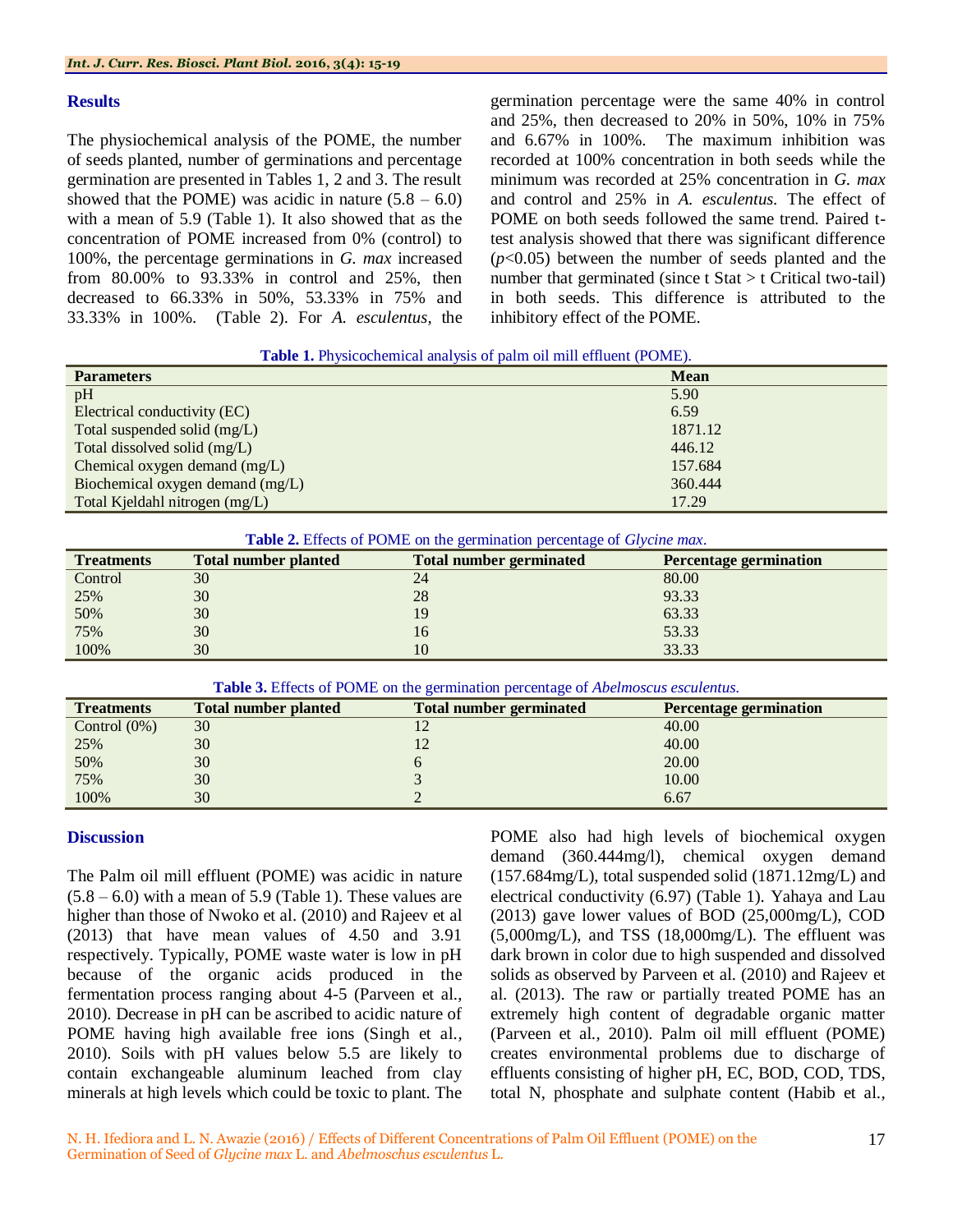## Results

The physiochemical analysis of the POME, the number of seeds planted, number of germinations and percentage germination are presented in Tables 1, 2 and 3. The result showed that the POME) was acidic in nature (5.8 – 6.0) with a mean of 5.9 (Table 1). It also showed that as the concentration of POME increased from 0% (control) to 100%, the percentage germinations in *G. max* increased from 80.00% to 93.33% in control and 25%, then decreased to 66.33% in 50%, 53.33% in 75% and 33.33% in 100%. (Table 2). For *A. esculentus*, the germination percentage were the same 40% in control and 25%, then decreased to 20% in 50%, 10% in 75% and 6.67% in 100%. The maximum inhibition was recorded at 100% concentration in both seeds while the minimum was recorded at 25% concentration in *G. max* and control and 25% in *A. esculentus*. The effect of POME on both seeds followed the same trend. Paired t-test analysis showed that there was significant difference ($p<0.05$) between the number of seeds planted and the number that germinated (since t Stat > t Critical two-tail) in both seeds. This difference is attributed to the inhibitory effect of the POME.

**Table 1.** Physicochemical analysis of palm oil mill effluent (POME).

| Parameters | Mean |
|---|---|
| pH | 5.90 |
| Electrical conductivity (EC) | 6.59 |
| Total suspended solid (mg/L) | 1871.12 |
| Total dissolved solid (mg/L) | 446.12 |
| Chemical oxygen demand (mg/L) | 157.684 |
| Biochemical oxygen demand (mg/L) | 360.444 |
| Total Kjeldahl nitrogen (mg/L) | 17.29 |

**Table 2.** Effects of POME on the germination percentage of *Glycine max*.

| Treatments | Total number planted | Total number germinated | Percentage germination |
|---|---|---|---|
| Control | 30 | 24 | 80.00 |
| 25% | 30 | 28 | 93.33 |
| 50% | 30 | 19 | 63.33 |
| 75% | 30 | 16 | 53.33 |
| 100% | 30 | 10 | 33.33 |

**Table 3.** Effects of POME on the germination percentage of *Abelmoscus esculentus*.

| Treatments | Total number planted | Total number germinated | Percentage germination |
|---|---|---|---|
| Control (0%) | 30 | 12 | 40.00 |
| 25% | 30 | 12 | 40.00 |
| 50% | 30 | 6 | 20.00 |
| 75% | 30 | 3 | 10.00 |
| 100% | 30 | 2 | 6.67 |

## Discussion

The Palm oil mill effluent (POME) was acidic in nature (5.8 – 6.0) with a mean of 5.9 (Table 1). These values are higher than those of Nwoko et al. (2010) and Rajeev et al (2013) that have mean values of 4.50 and 3.91 respectively. Typically, POME waste water is low in pH because of the organic acids produced in the fermentation process ranging about 4-5 (Parveen et al., 2010). Decrease in pH can be ascribed to acidic nature of POME having high available free ions (Singh et al., 2010). Soils with pH values below 5.5 are likely to contain exchangeable aluminum leached from clay minerals at high levels which could be toxic to plant. The POME also had high levels of biochemical oxygen demand (360.444mg/l), chemical oxygen demand (157.684mg/L), total suspended solid (1871.12mg/L) and electrical conductivity (6.97) (Table 1). Yahaya and Lau (2013) gave lower values of BOD (25,000mg/L), COD (5,000mg/L), and TSS (18,000mg/L). The effluent was dark brown in color due to high suspended and dissolved solids as observed by Parveen et al. (2010) and Rajeev et al. (2013). The raw or partially treated POME has an extremely high content of degradable organic matter (Parveen et al., 2010). Palm oil mill effluent (POME) creates environmental problems due to discharge of effluents consisting of higher pH, EC, BOD, COD, TDS, total N, phosphate and sulphate content (Habib et al.,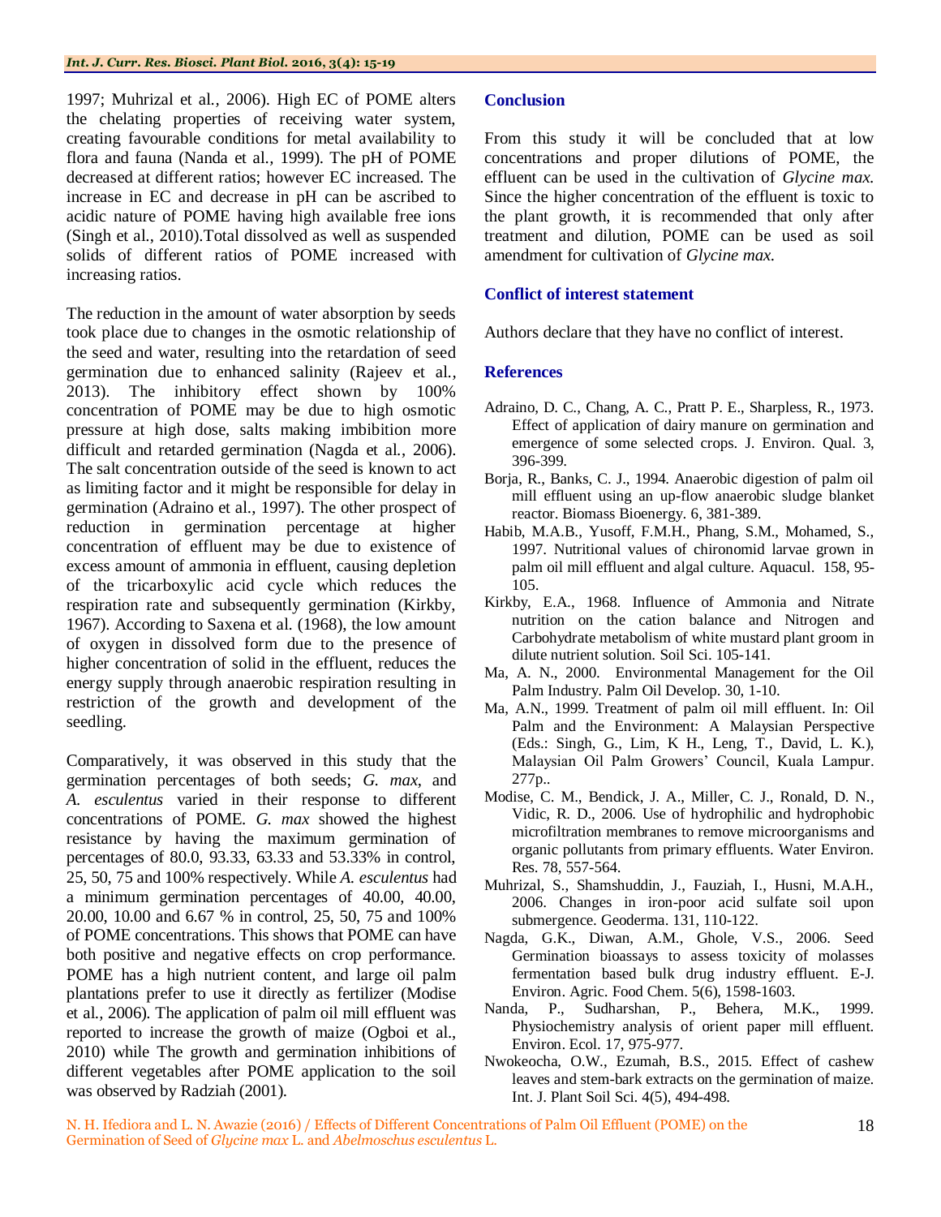1997; Muhrizal et al., 2006). High EC of POME alters the chelating properties of receiving water system, creating favourable conditions for metal availability to flora and fauna (Nanda et al., 1999). The pH of POME decreased at different ratios; however EC increased. The increase in EC and decrease in pH can be ascribed to acidic nature of POME having high available free ions (Singh et al., 2010).Total dissolved as well as suspended solids of different ratios of POME increased with increasing ratios.

The reduction in the amount of water absorption by seeds took place due to changes in the osmotic relationship of the seed and water, resulting into the retardation of seed germination due to enhanced salinity (Rajeev et al., 2013). The inhibitory effect shown by 100% concentration of POME may be due to high osmotic pressure at high dose, salts making imbibition more difficult and retarded germination (Nagda et al., 2006). The salt concentration outside of the seed is known to act as limiting factor and it might be responsible for delay in germination (Adraino et al., 1997). The other prospect of reduction in germination percentage at higher concentration of effluent may be due to existence of excess amount of ammonia in effluent, causing depletion of the tricarboxylic acid cycle which reduces the respiration rate and subsequently germination (Kirkby, 1967). According to Saxena et al. (1968), the low amount of oxygen in dissolved form due to the presence of higher concentration of solid in the effluent, reduces the energy supply through anaerobic respiration resulting in restriction of the growth and development of the seedling.

Comparatively, it was observed in this study that the germination percentages of both seeds; *G. max,* and *A. esculentus* varied in their response to different concentrations of POME. *G. max* showed the highest resistance by having the maximum germination of percentages of 80.0, 93.33, 63.33 and 53.33% in control, 25, 50, 75 and 100% respectively. While *A. esculentus* had a minimum germination percentages of 40.00, 40.00, 20.00, 10.00 and 6.67 % in control, 25, 50, 75 and 100% of POME concentrations. This shows that POME can have both positive and negative effects on crop performance. POME has a high nutrient content, and large oil palm plantations prefer to use it directly as fertilizer (Modise et al., 2006). The application of palm oil mill effluent was reported to increase the growth of maize (Ogboi et al., 2010) while The growth and germination inhibitions of different vegetables after POME application to the soil was observed by Radziah (2001).

## Conclusion

From this study it will be concluded that at low concentrations and proper dilutions of POME, the effluent can be used in the cultivation of *Glycine max.* Since the higher concentration of the effluent is toxic to the plant growth, it is recommended that only after treatment and dilution, POME can be used as soil amendment for cultivation of *Glycine max.*

## Conflict of interest statement

Authors declare that they have no conflict of interest.

## References

Adraino, D. C., Chang, A. C., Pratt P. E., Sharpless, R., 1973. Effect of application of dairy manure on germination and emergence of some selected crops. J. Environ. Qual. 3, 396-399.

Borja, R., Banks, C. J., 1994. Anaerobic digestion of palm oil mill effluent using an up-flow anaerobic sludge blanket reactor. Biomass Bioenergy. 6, 381-389.

Habib, M.A.B., Yusoff, F.M.H., Phang, S.M., Mohamed, S., 1997. Nutritional values of chironomid larvae grown in palm oil mill effluent and algal culture. Aquacul. 158, 95-105.

Kirkby, E.A., 1968. Influence of Ammonia and Nitrate nutrition on the cation balance and Nitrogen and Carbohydrate metabolism of white mustard plant groom in dilute nutrient solution. Soil Sci. 105-141.

Ma, A. N., 2000. Environmental Management for the Oil Palm Industry. Palm Oil Develop. 30, 1-10.

Ma, A.N., 1999. Treatment of palm oil mill effluent. In: Oil Palm and the Environment: A Malaysian Perspective (Eds.: Singh, G., Lim, K H., Leng, T., David, L. K.), Malaysian Oil Palm Growers' Council, Kuala Lampur. 277p..

Modise, C. M., Bendick, J. A., Miller, C. J., Ronald, D. N., Vidic, R. D., 2006. Use of hydrophilic and hydrophobic microfiltration membranes to remove microorganisms and organic pollutants from primary effluents. Water Environ. Res. 78, 557-564.

Muhrizal, S., Shamshuddin, J., Fauziah, I., Husni, M.A.H., 2006. Changes in iron-poor acid sulfate soil upon submergence. Geoderma. 131, 110-122.

Nagda, G.K., Diwan, A.M., Ghole, V.S., 2006. Seed Germination bioassays to assess toxicity of molasses fermentation based bulk drug industry effluent. E-J. Environ. Agric. Food Chem. 5(6), 1598-1603.

Nanda, P., Sudharshan, P., Behera, M.K., 1999. Physiochemistry analysis of orient paper mill effluent. Environ. Ecol. 17, 975-977.

Nwokeocha, O.W., Ezumah, B.S., 2015. Effect of cashew leaves and stem-bark extracts on the germination of maize. Int. J. Plant Soil Sci. 4(5), 494-498.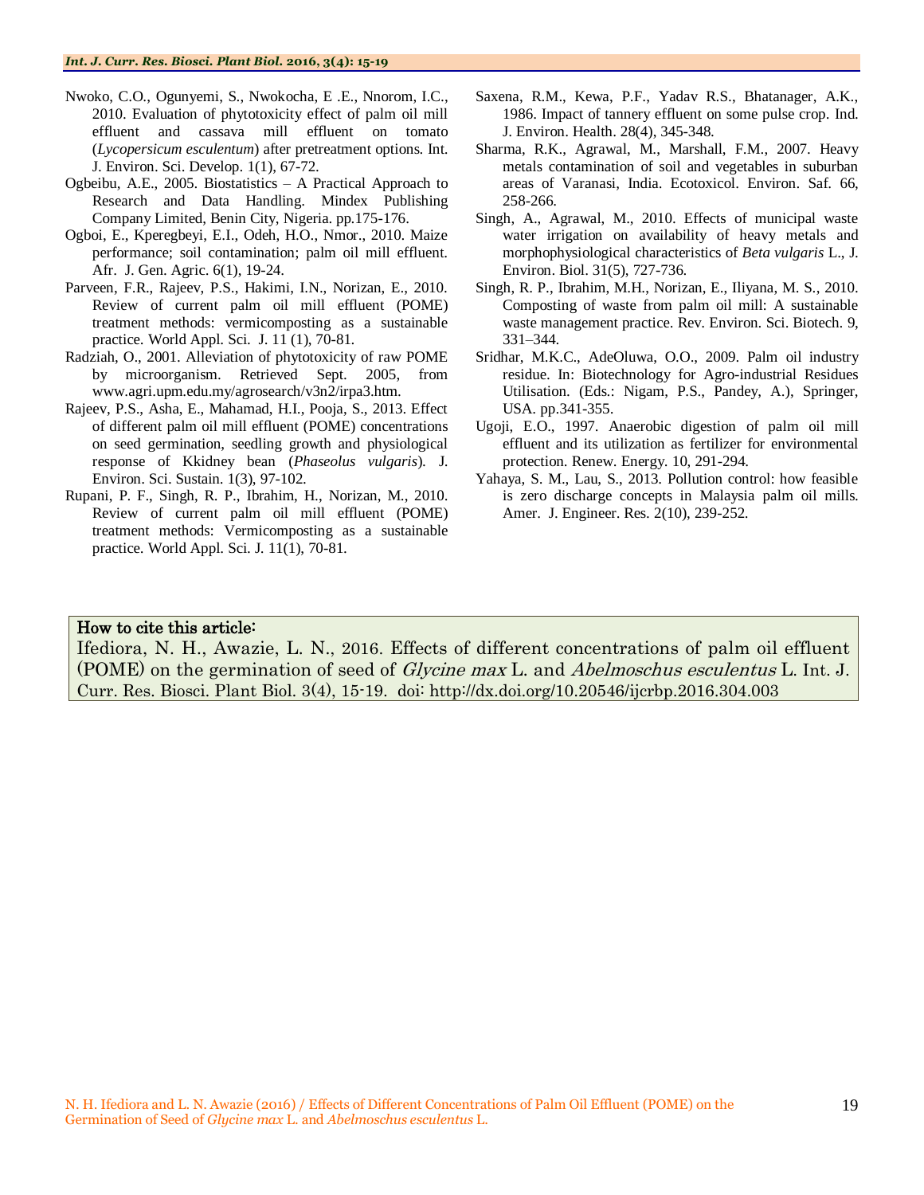Nwoko, C.O., Ogunyemi, S., Nwokocha, E .E., Nnorom, I.C., 2010. Evaluation of phytotoxicity effect of palm oil mill effluent and cassava mill effluent on tomato (*Lycopersicum esculentum*) after pretreatment options. Int. J. Environ. Sci. Develop. 1(1), 67-72.

Ogbeibu, A.E., 2005. Biostatistics – A Practical Approach to Research and Data Handling. Mindex Publishing Company Limited, Benin City, Nigeria. pp.175-176.

Ogboi, E., Kperegbeyi, E.I., Odeh, H.O., Nmor., 2010. Maize performance; soil contamination; palm oil mill effluent. Afr. J. Gen. Agric. 6(1), 19-24.

Parveen, F.R., Rajeev, P.S., Hakimi, I.N., Norizan, E., 2010. Review of current palm oil mill effluent (POME) treatment methods: vermicomposting as a sustainable practice. World Appl. Sci. J. 11 (1), 70-81.

Radziah, O., 2001. Alleviation of phytotoxicity of raw POME by microorganism. Retrieved Sept. 2005, from www.agri.upm.edu.my/agrosearch/v3n2/irpa3.htm.

Rajeev, P.S., Asha, E., Mahamad, H.I., Pooja, S., 2013. Effect of different palm oil mill effluent (POME) concentrations on seed germination, seedling growth and physiological response of Kkidney bean (*Phaseolus vulgaris*). J. Environ. Sci. Sustain. 1(3), 97-102.

Rupani, P. F., Singh, R. P., Ibrahim, H., Norizan, M., 2010. Review of current palm oil mill effluent (POME) treatment methods: Vermicomposting as a sustainable practice. World Appl. Sci. J. 11(1), 70-81.

Saxena, R.M., Kewa, P.F., Yadav R.S., Bhatanager, A.K., 1986. Impact of tannery effluent on some pulse crop. Ind. J. Environ. Health. 28(4), 345-348.

Sharma, R.K., Agrawal, M., Marshall, F.M., 2007. Heavy metals contamination of soil and vegetables in suburban areas of Varanasi, India. Ecotoxicol. Environ. Saf. 66, 258-266.

Singh, A., Agrawal, M., 2010. Effects of municipal waste water irrigation on availability of heavy metals and morphophysiological characteristics of *Beta vulgaris* L., J. Environ. Biol. 31(5), 727-736.

Singh, R. P., Ibrahim, M.H., Norizan, E., Iliyana, M. S., 2010. Composting of waste from palm oil mill: A sustainable waste management practice. Rev. Environ. Sci. Biotech. 9, 331–344.

Sridhar, M.K.C., AdeOluwa, O.O., 2009. Palm oil industry residue. In: Biotechnology for Agro-industrial Residues Utilisation. (Eds.: Nigam, P.S., Pandey, A.), Springer, USA. pp.341-355.

Ugoji, E.O., 1997. Anaerobic digestion of palm oil mill effluent and its utilization as fertilizer for environmental protection. Renew. Energy. 10, 291-294.

Yahaya, S. M., Lau, S., 2013. Pollution control: how feasible is zero discharge concepts in Malaysia palm oil mills. Amer. J. Engineer. Res. 2(10), 239-252.

**How to cite this article:**

Ifediora, N. H., Awazie, L. N., 2016. Effects of different concentrations of palm oil effluent (POME) on the germination of seed of *Glycine max* L. and *Abelmoschus esculentus* L. Int. J. Curr. Res. Biosci. Plant Biol. 3(4), 15-19. doi: http://dx.doi.org/10.20546/ijcrbp.2016.304.003